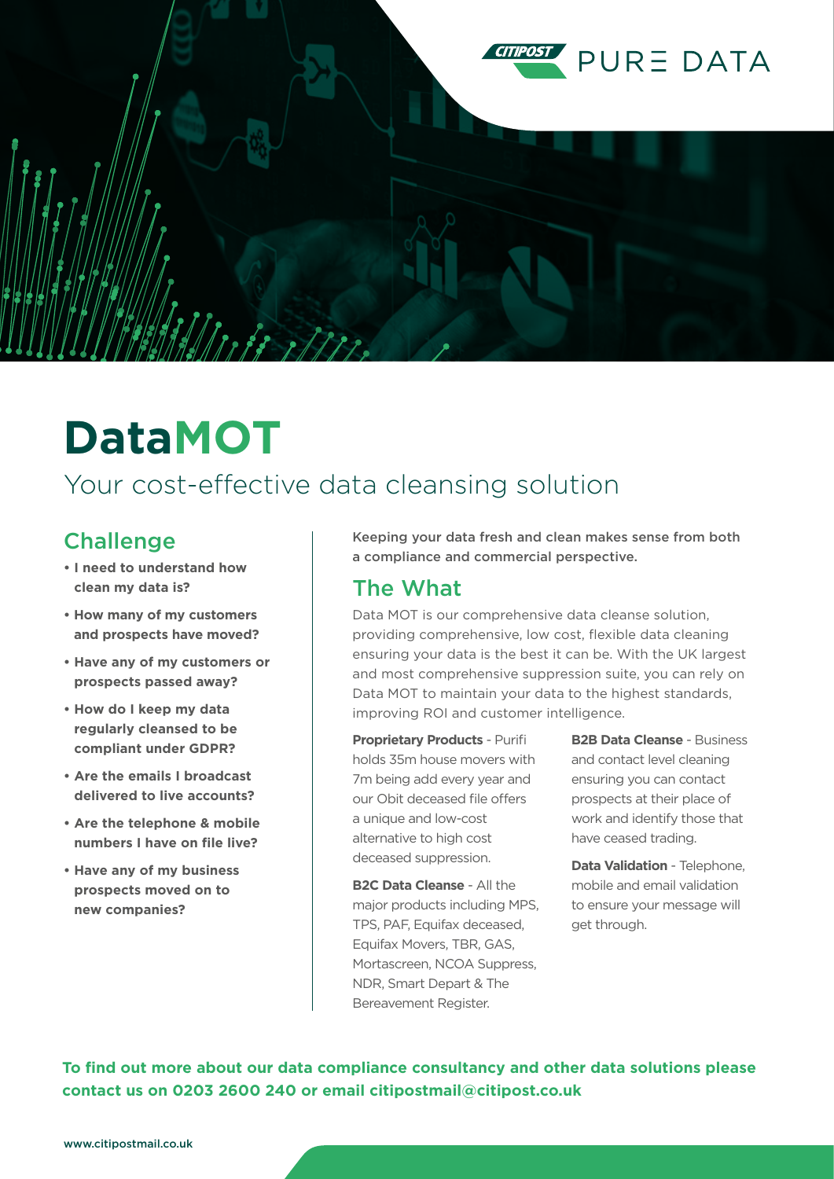CITIPOST PURE DATA

# DataMOT

## Your cost-effective data cleansing solution

## Challenge

- **I need to understand how clean my data is?**
- **How many of my customers and prospects have moved?**
- **Have any of my customers or prospects passed away?**
- **How do I keep my data regularly cleansed to be compliant under GDPR?**
- **Are the emails I broadcast delivered to live accounts?**
- **Are the telephone & mobile numbers I have on file live?**
- **Have any of my business prospects moved on to new companies?**

**Keeping your data fresh and clean makes sense from both a compliance and commercial perspective.**

## The What

Data MOT is our comprehensive data cleanse solution, providing comprehensive, low cost, flexible data cleaning ensuring your data is the best it can be. With the UK largest and most comprehensive suppression suite, you can rely on Data MOT to maintain your data to the highest standards, improving ROI and customer intelligence.

**Proprietary Products** - Purifi holds 35m house movers with 7m being add every year and our Obit deceased file offers a unique and low-cost alternative to high cost deceased suppression.

**B2C Data Cleanse** - All the major products including MPS, TPS, PAF, Equifax deceased, Equifax Movers, TBR, GAS, Mortascreen, NCOA Suppress, NDR, Smart Depart & The Bereavement Register.

**B2B Data Cleanse** - Business and contact level cleaning ensuring you can contact prospects at their place of work and identify those that have ceased trading.

**Data Validation** - Telephone, mobile and email validation to ensure your message will get through.

**To find out more about our data compliance consultancy and other data solutions please contact us on 0203 2600 240 or email citipostmail@citipost.co.uk**

www.citipostmail.co.uk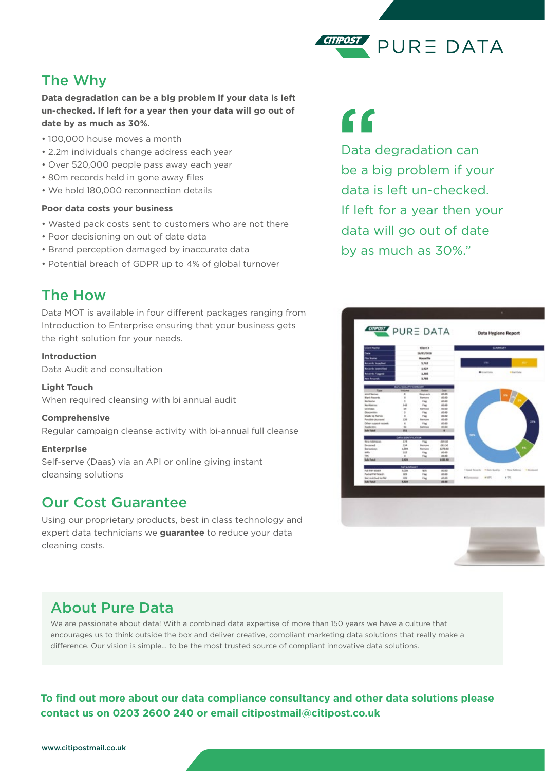## The Why

**Data degradation can be a big problem if your data is left un-checked. If left for a year then your data will go out of date by as much as 30%.**

- 100,000 house moves a month
- 2.2m individuals change address each year
- Over 520,000 people pass away each year
- 80m records held in gone away files
- We hold 180,000 reconnection details

**Poor data costs your business**

- Wasted pack costs sent to customers who are not there
- Poor decisioning on out of date data
- Brand perception damaged by inaccurate data
- Potential breach of GDPR up to 4% of global turnover

## The How

Data MOT is available in four different packages ranging from Introduction to Enterprise ensuring that your business gets the right solution for your needs.

**Introduction**
Data Audit and consultation

**Light Touch**
When required cleansing with bi annual audit

**Comprehensive**
Regular campaign cleanse activity with bi-annual full cleanse

**Enterprise**
Self-serve (Daas) via an API or online giving instant cleansing solutions

## Our Cost Guarantee

Using our proprietary products, best in class technology and expert data technicians we **guarantee** to reduce your data cleaning costs.

"Data degradation can be a big problem if your data is left un-checked. If left for a year then your data will go out of date by as much as 30%."

## About Pure Data

We are passionate about data! With a combined data expertise of more than 150 years we have a culture that encourages us to think outside the box and deliver creative, compliant marketing data solutions that really make a difference. Our vision is simple... to be the most trusted source of compliant innovative data solutions.

**To find out more about our data compliance consultancy and other data solutions please contact us on 0203 2600 240 or email citipostmail@citipost.co.uk**

www.citipostmail.co.uk